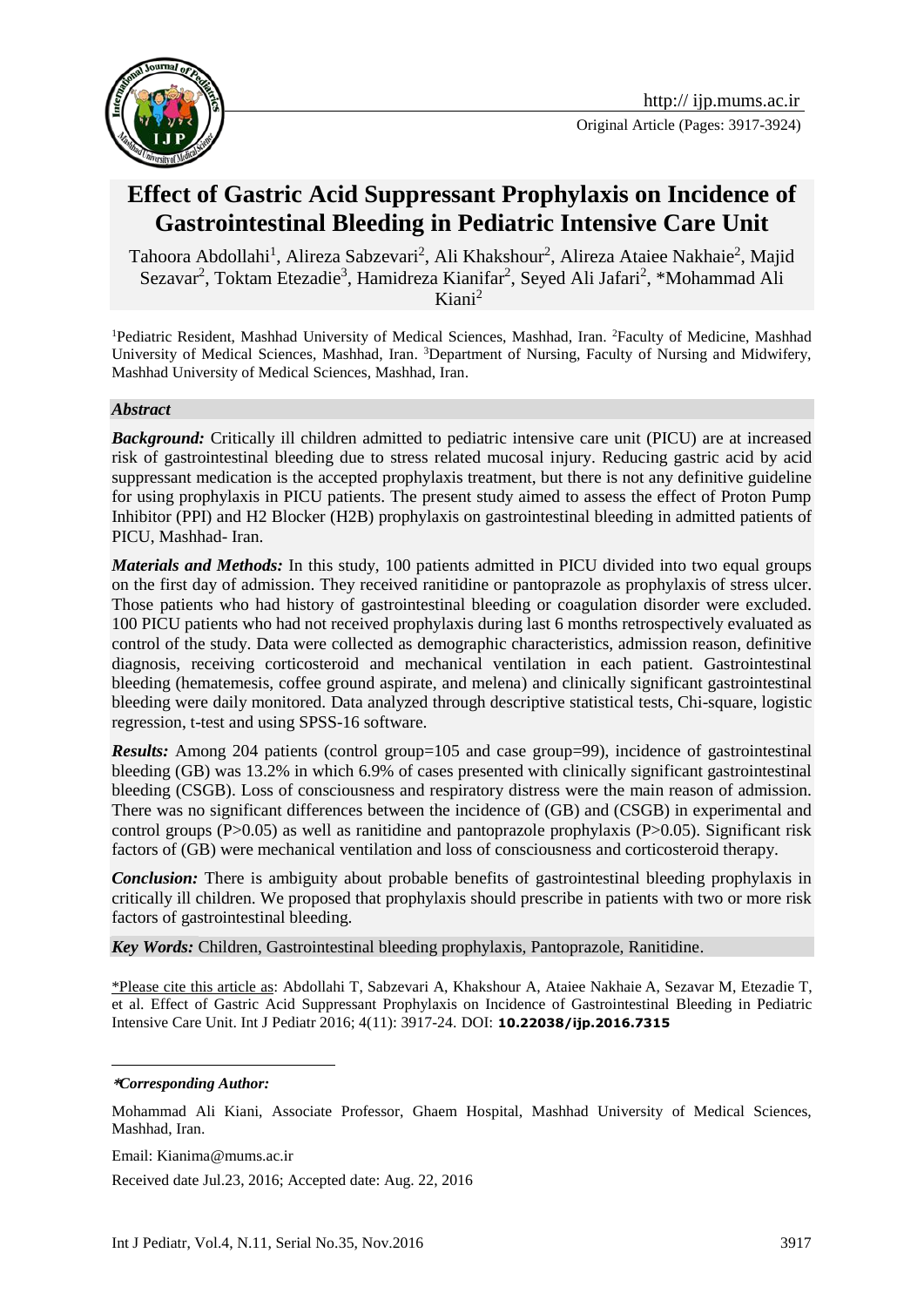Original Article (Pages: 3917-3924)

# Effect of Gastric Acid Suppressant Prophylaxis on Incidence of Gastrointestinal Bleeding in Pediatric Intensive Care Unit

Tahoora Abdollahi[1], Alireza Sabzevari[2], Ali Khakshour[2], Alireza Ataiee Nakhaie[2], Majid Sezavar[2], Toktam Etezadie[3], Hamidreza Kianifar[2], Seyed Ali Jafari[2], *Mohammad Ali Kiani[2]

[1]Pediatric Resident, Mashhad University of Medical Sciences, Mashhad, Iran. [2]Faculty of Medicine, Mashhad University of Medical Sciences, Mashhad, Iran. [3]Department of Nursing, Faculty of Nursing and Midwifery, Mashhad University of Medical Sciences, Mashhad, Iran.

## *Abstract*

***Background:*** Critically ill children admitted to pediatric intensive care unit (PICU) are at increased risk of gastrointestinal bleeding due to stress related mucosal injury. Reducing gastric acid by acid suppressant medication is the accepted prophylaxis treatment, but there is not any definitive guideline for using prophylaxis in PICU patients. The present study aimed to assess the effect of Proton Pump Inhibitor (PPI) and H2 Blocker (H2B) prophylaxis on gastrointestinal bleeding in admitted patients of PICU, Mashhad- Iran.

***Materials and Methods:*** In this study, 100 patients admitted in PICU divided into two equal groups on the first day of admission. They received ranitidine or pantoprazole as prophylaxis of stress ulcer. Those patients who had history of gastrointestinal bleeding or coagulation disorder were excluded. 100 PICU patients who had not received prophylaxis during last 6 months retrospectively evaluated as control of the study. Data were collected as demographic characteristics, admission reason, definitive diagnosis, receiving corticosteroid and mechanical ventilation in each patient. Gastrointestinal bleeding (hematemesis, coffee ground aspirate, and melena) and clinically significant gastrointestinal bleeding were daily monitored. Data analyzed through descriptive statistical tests, Chi-square, logistic regression, t-test and using SPSS-16 software.

***Results:*** Among 204 patients (control group=105 and case group=99), incidence of gastrointestinal bleeding (GB) was 13.2% in which 6.9% of cases presented with clinically significant gastrointestinal bleeding (CSGB). Loss of consciousness and respiratory distress were the main reason of admission. There was no significant differences between the incidence of (GB) and (CSGB) in experimental and control groups (P>0.05) as well as ranitidine and pantoprazole prophylaxis (P>0.05). Significant risk factors of (GB) were mechanical ventilation and loss of consciousness and corticosteroid therapy.

***Conclusion:*** There is ambiguity about probable benefits of gastrointestinal bleeding prophylaxis in critically ill children. We proposed that prophylaxis should prescribe in patients with two or more risk factors of gastrointestinal bleeding.

***Key Words:*** Children, Gastrointestinal bleeding prophylaxis, Pantoprazole, Ranitidine.

*Please cite this article as: Abdollahi T, Sabzevari A, Khakshour A, Ataiee Nakhaie A, Sezavar M, Etezadie T, et al. Effect of Gastric Acid Suppressant Prophylaxis on Incidence of Gastrointestinal Bleeding in Pediatric Intensive Care Unit. Int J Pediatr 2016; 4(11): 3917-24. DOI: **10.22038/ijp.2016.7315**

---

***Corresponding Author:***

Mohammad Ali Kiani, Associate Professor, Ghaem Hospital, Mashhad University of Medical Sciences, Mashhad, Iran.

Email: Kianima@mums.ac.ir

Received date Jul.23, 2016; Accepted date: Aug. 22, 2016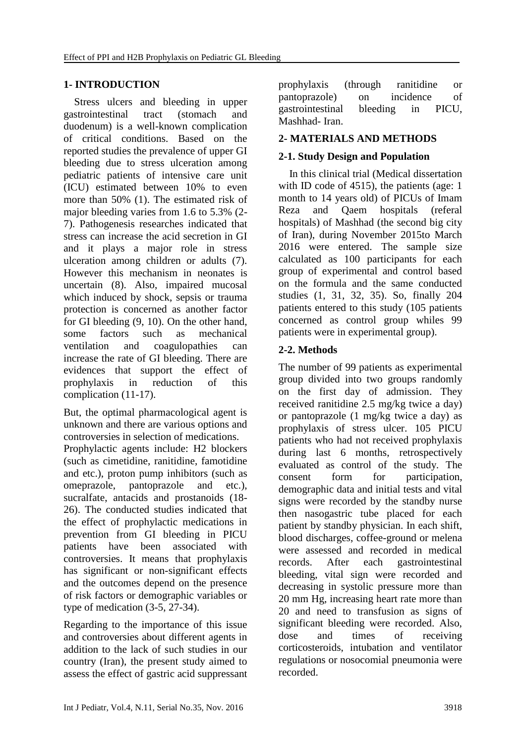## 1- INTRODUCTION

Stress ulcers and bleeding in upper gastrointestinal tract (stomach and duodenum) is a well-known complication of critical conditions. Based on the reported studies the prevalence of upper GI bleeding due to stress ulceration among pediatric patients of intensive care unit (ICU) estimated between 10% to even more than 50% (1). The estimated risk of major bleeding varies from 1.6 to 5.3% (2-7). Pathogenesis researches indicated that stress can increase the acid secretion in GI and it plays a major role in stress ulceration among children or adults (7). However this mechanism in neonates is uncertain (8). Also, impaired mucosal which induced by shock, sepsis or trauma protection is concerned as another factor for GI bleeding (9, 10). On the other hand, some factors such as mechanical ventilation and coagulopathies can increase the rate of GI bleeding. There are evidences that support the effect of prophylaxis in reduction of this complication (11-17).

But, the optimal pharmacological agent is unknown and there are various options and controversies in selection of medications. Prophylactic agents include: H2 blockers (such as cimetidine, ranitidine, famotidine and etc.), proton pump inhibitors (such as omeprazole, pantoprazole and etc.), sucralfate, antacids and prostanoids (18-26). The conducted studies indicated that the effect of prophylactic medications in prevention from GI bleeding in PICU patients have been associated with controversies. It means that prophylaxis has significant or non-significant effects and the outcomes depend on the presence of risk factors or demographic variables or type of medication (3-5, 27-34).

Regarding to the importance of this issue and controversies about different agents in addition to the lack of such studies in our country (Iran), the present study aimed to assess the effect of gastric acid suppressant prophylaxis (through ranitidine or pantoprazole) on incidence of gastrointestinal bleeding in PICU, Mashhad- Iran.

## 2- MATERIALS AND METHODS

### 2-1. Study Design and Population

In this clinical trial (Medical dissertation with ID code of 4515), the patients (age: 1 month to 14 years old) of PICUs of Imam Reza and Qaem hospitals (referal hospitals) of Mashhad (the second big city of Iran), during November 2015to March 2016 were entered. The sample size calculated as 100 participants for each group of experimental and control based on the formula and the same conducted studies (1, 31, 32, 35). So, finally 204 patients entered to this study (105 patients concerned as control group whiles 99 patients were in experimental group).

### 2-2. Methods

The number of 99 patients as experimental group divided into two groups randomly on the first day of admission. They received ranitidine 2.5 mg/kg twice a day) or pantoprazole (1 mg/kg twice a day) as prophylaxis of stress ulcer. 105 PICU patients who had not received prophylaxis during last 6 months, retrospectively evaluated as control of the study. The consent form for participation, demographic data and initial tests and vital signs were recorded by the standby nurse then nasogastric tube placed for each patient by standby physician. In each shift, blood discharges, coffee-ground or melena were assessed and recorded in medical records. After each gastrointestinal bleeding, vital sign were recorded and decreasing in systolic pressure more than 20 mm Hg, increasing heart rate more than 20 and need to transfusion as signs of significant bleeding were recorded. Also, dose and times of receiving corticosteroids, intubation and ventilator regulations or nosocomial pneumonia were recorded.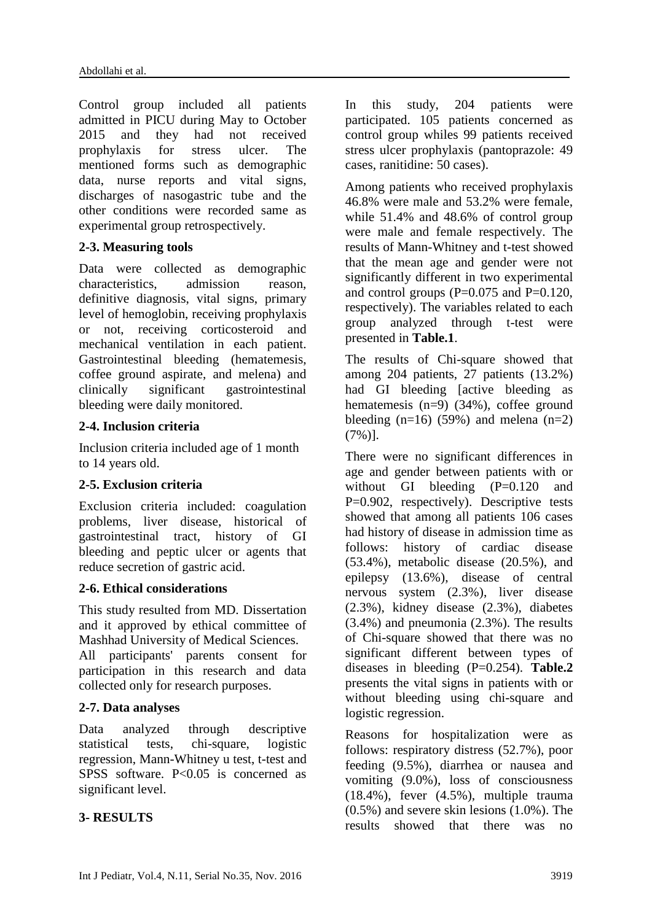Control group included all patients admitted in PICU during May to October 2015 and they had not received prophylaxis for stress ulcer. The mentioned forms such as demographic data, nurse reports and vital signs, discharges of nasogastric tube and the other conditions were recorded same as experimental group retrospectively.

### 2-3. Measuring tools

Data were collected as demographic characteristics, admission reason, definitive diagnosis, vital signs, primary level of hemoglobin, receiving prophylaxis or not, receiving corticosteroid and mechanical ventilation in each patient. Gastrointestinal bleeding (hematemesis, coffee ground aspirate, and melena) and clinically significant gastrointestinal bleeding were daily monitored.

### 2-4. Inclusion criteria

Inclusion criteria included age of 1 month to 14 years old.

### 2-5. Exclusion criteria

Exclusion criteria included: coagulation problems, liver disease, historical of gastrointestinal tract, history of GI bleeding and peptic ulcer or agents that reduce secretion of gastric acid.

### 2-6. Ethical considerations

This study resulted from MD. Dissertation and it approved by ethical committee of Mashhad University of Medical Sciences. All participants' parents consent for participation in this research and data collected only for research purposes.

### 2-7. Data analyses

Data analyzed through descriptive statistical tests, chi-square, logistic regression, Mann-Whitney u test, t-test and SPSS software. P<0.05 is concerned as significant level.

## 3- RESULTS

In this study, 204 patients were participated. 105 patients concerned as control group whiles 99 patients received stress ulcer prophylaxis (pantoprazole: 49 cases, ranitidine: 50 cases).

Among patients who received prophylaxis 46.8% were male and 53.2% were female, while 51.4% and 48.6% of control group were male and female respectively. The results of Mann-Whitney and t-test showed that the mean age and gender were not significantly different in two experimental and control groups (P=0.075 and P=0.120, respectively). The variables related to each group analyzed through t-test were presented in **Table.1**.

The results of Chi-square showed that among 204 patients, 27 patients (13.2%) had GI bleeding [active bleeding as hematemesis (n=9) (34%), coffee ground bleeding (n=16) (59%) and melena (n=2) (7%)].

There were no significant differences in age and gender between patients with or without GI bleeding (P=0.120 and P=0.902, respectively). Descriptive tests showed that among all patients 106 cases had history of disease in admission time as follows: history of cardiac disease (53.4%), metabolic disease (20.5%), and epilepsy (13.6%), disease of central nervous system (2.3%), liver disease (2.3%), kidney disease (2.3%), diabetes (3.4%) and pneumonia (2.3%). The results of Chi-square showed that there was no significant different between types of diseases in bleeding (P=0.254). **Table.2** presents the vital signs in patients with or without bleeding using chi-square and logistic regression.

Reasons for hospitalization were as follows: respiratory distress (52.7%), poor feeding (9.5%), diarrhea or nausea and vomiting (9.0%), loss of consciousness (18.4%), fever (4.5%), multiple trauma (0.5%) and severe skin lesions (1.0%). The results showed that there was no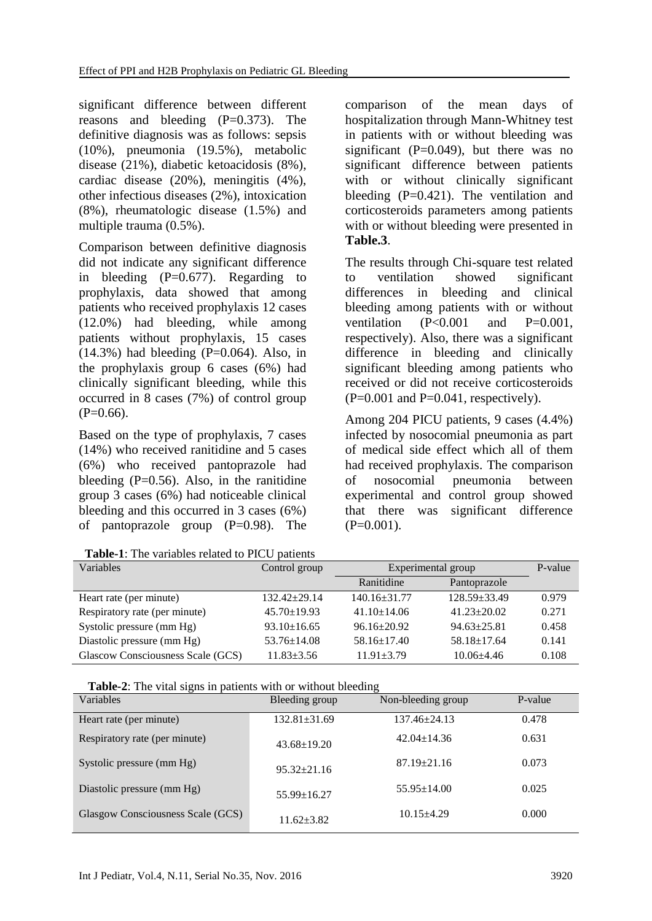significant difference between different reasons and bleeding (P=0.373). The definitive diagnosis was as follows: sepsis (10%), pneumonia (19.5%), metabolic disease (21%), diabetic ketoacidosis (8%), cardiac disease (20%), meningitis (4%), other infectious diseases (2%), intoxication (8%), rheumatologic disease (1.5%) and multiple trauma (0.5%).

Comparison between definitive diagnosis did not indicate any significant difference in bleeding (P=0.677). Regarding to prophylaxis, data showed that among patients who received prophylaxis 12 cases (12.0%) had bleeding, while among patients without prophylaxis, 15 cases (14.3%) had bleeding (P=0.064). Also, in the prophylaxis group 6 cases (6%) had clinically significant bleeding, while this occurred in 8 cases (7%) of control group (P=0.66).

Based on the type of prophylaxis, 7 cases (14%) who received ranitidine and 5 cases (6%) who received pantoprazole had bleeding (P=0.56). Also, in the ranitidine group 3 cases (6%) had noticeable clinical bleeding and this occurred in 3 cases (6%) of pantoprazole group (P=0.98). The comparison of the mean days of hospitalization through Mann-Whitney test in patients with or without bleeding was significant (P=0.049), but there was no significant difference between patients with or without clinically significant bleeding (P=0.421). The ventilation and corticosteroids parameters among patients with or without bleeding were presented in **Table.3**.

The results through Chi-square test related to ventilation showed significant differences in bleeding and clinical bleeding among patients with or without ventilation (P<0.001 and P=0.001, respectively). Also, there was a significant difference in bleeding and clinically significant bleeding among patients who received or did not receive corticosteroids (P=0.001 and P=0.041, respectively).

Among 204 PICU patients, 9 cases (4.4%) infected by nosocomial pneumonia as part of medical side effect which all of them had received prophylaxis. The comparison of nosocomial pneumonia between experimental and control group showed that there was significant difference (P=0.001).

**Table-1**: The variables related to PICU patients

| Variables | Control group | Experimental group | | P-value |
|---|---|---|---|---|
| | | Ranitidine | Pantoprazole | |
| Heart rate (per minute) | 132.42±29.14 | 140.16±31.77 | 128.59±33.49 | 0.979 |
| Respiratory rate (per minute) | 45.70±19.93 | 41.10±14.06 | 41.23±20.02 | 0.271 |
| Systolic pressure (mm Hg) | 93.10±16.65 | 96.16±20.92 | 94.63±25.81 | 0.458 |
| Diastolic pressure (mm Hg) | 53.76±14.08 | 58.16±17.40 | 58.18±17.64 | 0.141 |
| Glasgow Consciousness Scale (GCS) | 11.83±3.56 | 11.91±3.79 | 10.06±4.46 | 0.108 |

**Table-2**: The vital signs in patients with or without bleeding

| Variables | Bleeding group | Non-bleeding group | P-value |
|---|---|---|---|
| Heart rate (per minute) | 132.81±31.69 | 137.46±24.13 | 0.478 |
| Respiratory rate (per minute) | 43.68±19.20 | 42.04±14.36 | 0.631 |
| Systolic pressure (mm Hg) | 95.32±21.16 | 87.19±21.16 | 0.073 |
| Diastolic pressure (mm Hg) | 55.99±16.27 | 55.95±14.00 | 0.025 |
| Glasgow Consciousness Scale (GCS) | 11.62±3.82 | 10.15±4.29 | 0.000 |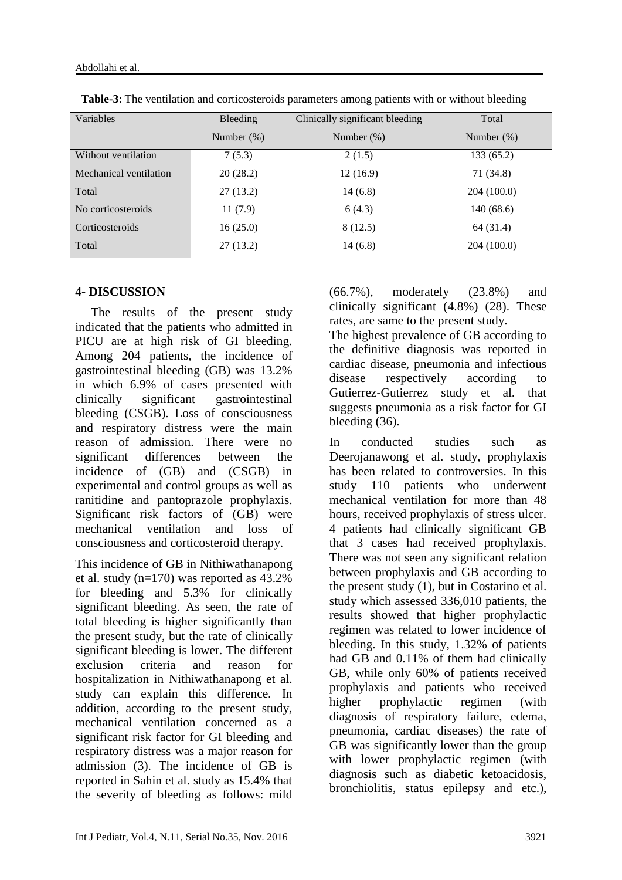**Table-3**: The ventilation and corticosteroids parameters among patients with or without bleeding

| Variables | Bleeding | Clinically significant bleeding | Total |
|---|---|---|---|
| | Number (%) | Number (%) | Number (%) |
| Without ventilation | 7 (5.3) | 2 (1.5) | 133 (65.2) |
| Mechanical ventilation | 20 (28.2) | 12 (16.9) | 71 (34.8) |
| Total | 27 (13.2) | 14 (6.8) | 204 (100.0) |
| No corticosteroids | 11 (7.9) | 6 (4.3) | 140 (68.6) |
| Corticosteroids | 16 (25.0) | 8 (12.5) | 64 (31.4) |
| Total | 27 (13.2) | 14 (6.8) | 204 (100.0) |

## 4- DISCUSSION

The results of the present study indicated that the patients who admitted in PICU are at high risk of GI bleeding. Among 204 patients, the incidence of gastrointestinal bleeding (GB) was 13.2% in which 6.9% of cases presented with clinically significant gastrointestinal bleeding (CSGB). Loss of consciousness and respiratory distress were the main reason of admission. There were no significant differences between the incidence of (GB) and (CSGB) in experimental and control groups as well as ranitidine and pantoprazole prophylaxis. Significant risk factors of (GB) were mechanical ventilation and loss of consciousness and corticosteroid therapy.

This incidence of GB in Nithiwathanapong et al. study (n=170) was reported as 43.2% for bleeding and 5.3% for clinically significant bleeding. As seen, the rate of total bleeding is higher significantly than the present study, but the rate of clinically significant bleeding is lower. The different exclusion criteria and reason for hospitalization in Nithiwathanapong et al. study can explain this difference. In addition, according to the present study, mechanical ventilation concerned as a significant risk factor for GI bleeding and respiratory distress was a major reason for admission (3). The incidence of GB is reported in Sahin et al. study as 15.4% that the severity of bleeding as follows: mild (66.7%), moderately (23.8%) and clinically significant (4.8%) (28). These rates, are same to the present study.

The highest prevalence of GB according to the definitive diagnosis was reported in cardiac disease, pneumonia and infectious disease respectively according to Gutierrez-Gutierrez study et al. that suggests pneumonia as a risk factor for GI bleeding (36).

In conducted studies such as Deerojanawong et al. study, prophylaxis has been related to controversies. In this study 110 patients who underwent mechanical ventilation for more than 48 hours, received prophylaxis of stress ulcer. 4 patients had clinically significant GB that 3 cases had received prophylaxis. There was not seen any significant relation between prophylaxis and GB according to the present study (1), but in Costarino et al. study which assessed 336,010 patients, the results showed that higher prophylactic regimen was related to lower incidence of bleeding. In this study, 1.32% of patients had GB and 0.11% of them had clinically GB, while only 60% of patients received prophylaxis and patients who received higher prophylactic regimen (with diagnosis of respiratory failure, edema, pneumonia, cardiac diseases) the rate of GB was significantly lower than the group with lower prophylactic regimen (with diagnosis such as diabetic ketoacidosis, bronchiolitis, status epilepsy and etc.),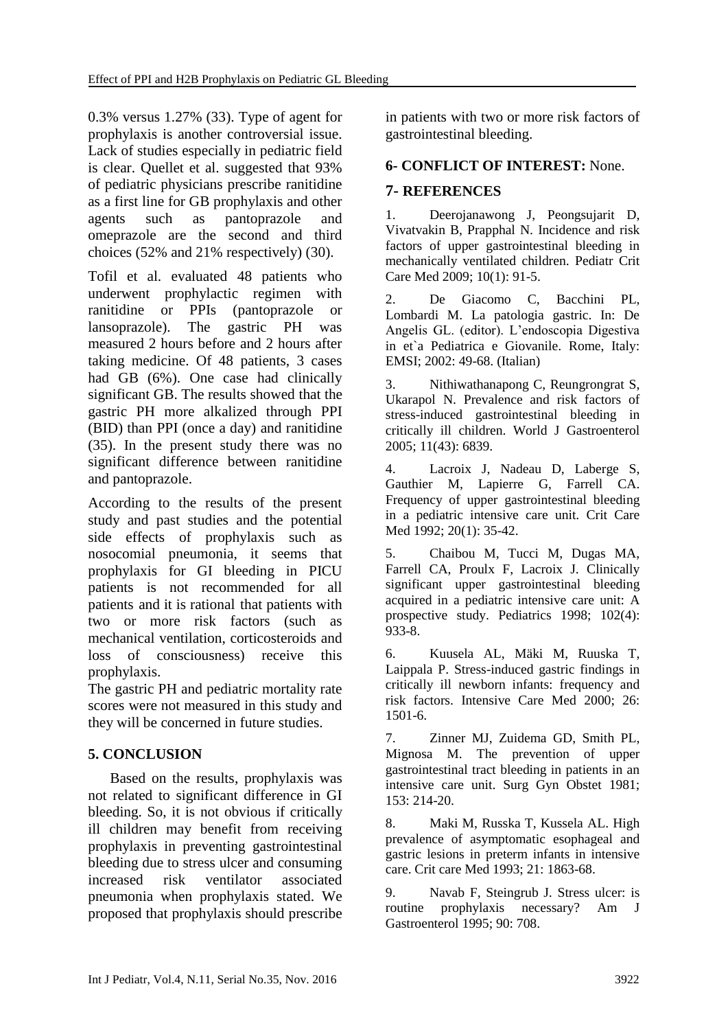0.3% versus 1.27% (33). Type of agent for prophylaxis is another controversial issue. Lack of studies especially in pediatric field is clear. Quellet et al. suggested that 93% of pediatric physicians prescribe ranitidine as a first line for GB prophylaxis and other agents such as pantoprazole and omeprazole are the second and third choices (52% and 21% respectively) (30).

Tofil et al. evaluated 48 patients who underwent prophylactic regimen with ranitidine or PPIs (pantoprazole or lansoprazole). The gastric PH was measured 2 hours before and 2 hours after taking medicine. Of 48 patients, 3 cases had GB (6%). One case had clinically significant GB. The results showed that the gastric PH more alkalized through PPI (BID) than PPI (once a day) and ranitidine (35). In the present study there was no significant difference between ranitidine and pantoprazole.

According to the results of the present study and past studies and the potential side effects of prophylaxis such as nosocomial pneumonia, it seems that prophylaxis for GI bleeding in PICU patients is not recommended for all patients and it is rational that patients with two or more risk factors (such as mechanical ventilation, corticosteroids and loss of consciousness) receive this prophylaxis.

The gastric PH and pediatric mortality rate scores were not measured in this study and they will be concerned in future studies.

## 5. CONCLUSION

Based on the results, prophylaxis was not related to significant difference in GI bleeding. So, it is not obvious if critically ill children may benefit from receiving prophylaxis in preventing gastrointestinal bleeding due to stress ulcer and consuming increased risk ventilator associated pneumonia when prophylaxis stated. We proposed that prophylaxis should prescribe in patients with two or more risk factors of gastrointestinal bleeding.

## 6- CONFLICT OF INTEREST: None.

## 7- REFERENCES

1. Deerojanawong J, Peongsujarit D, Vivatvakin B, Prapphal N. Incidence and risk factors of upper gastrointestinal bleeding in mechanically ventilated children. Pediatr Crit Care Med 2009; 10(1): 91-5.

2. De Giacomo C, Bacchini PL, Lombardi M. La patologia gastric. In: De Angelis GL. (editor). L'endoscopia Digestiva in et`a Pediatrica e Giovanile. Rome, Italy: EMSI; 2002: 49-68. (Italian)

3. Nithiwathanapong C, Reungrongrat S, Ukarapol N. Prevalence and risk factors of stress-induced gastrointestinal bleeding in critically ill children. World J Gastroenterol 2005; 11(43): 6839.

4. Lacroix J, Nadeau D, Laberge S, Gauthier M, Lapierre G, Farrell CA. Frequency of upper gastrointestinal bleeding in a pediatric intensive care unit. Crit Care Med 1992; 20(1): 35-42.

5. Chaibou M, Tucci M, Dugas MA, Farrell CA, Proulx F, Lacroix J. Clinically significant upper gastrointestinal bleeding acquired in a pediatric intensive care unit: A prospective study. Pediatrics 1998; 102(4): 933-8.

6. Kuusela AL, Mäki M, Ruuska T, Laippala P. Stress-induced gastric findings in critically ill newborn infants: frequency and risk factors. Intensive Care Med 2000; 26: 1501-6.

7. Zinner MJ, Zuidema GD, Smith PL, Mignosa M. The prevention of upper gastrointestinal tract bleeding in patients in an intensive care unit. Surg Gyn Obstet 1981; 153: 214-20.

8. Maki M, Russka T, Kussela AL. High prevalence of asymptomatic esophageal and gastric lesions in preterm infants in intensive care. Crit care Med 1993; 21: 1863-68.

9. Navab F, Steingrub J. Stress ulcer: is routine prophylaxis necessary? Am J Gastroenterol 1995; 90: 708.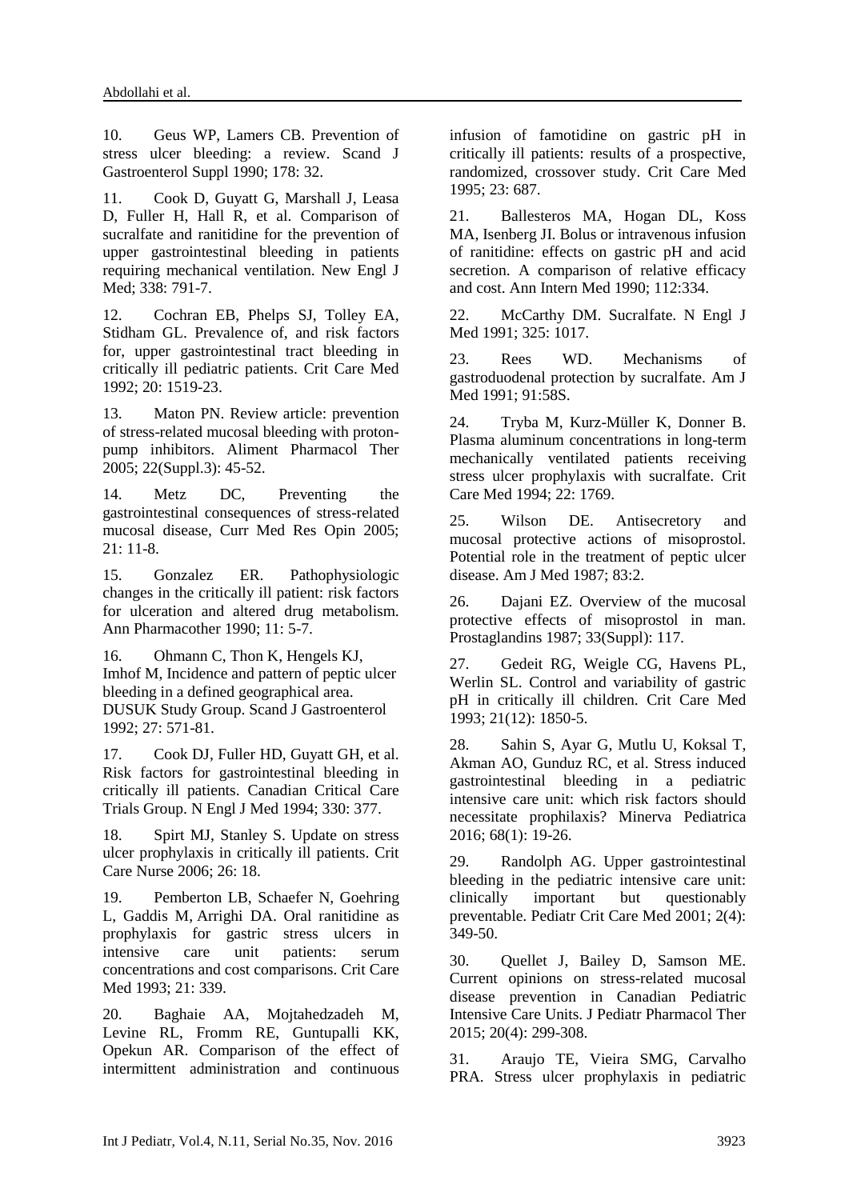10. Geus WP, Lamers CB. Prevention of stress ulcer bleeding: a review. Scand J Gastroenterol Suppl 1990; 178: 32.

11. Cook D, Guyatt G, Marshall J, Leasa D, Fuller H, Hall R, et al. Comparison of sucralfate and ranitidine for the prevention of upper gastrointestinal bleeding in patients requiring mechanical ventilation. New Engl J Med; 338: 791-7.

12. Cochran EB, Phelps SJ, Tolley EA, Stidham GL. Prevalence of, and risk factors for, upper gastrointestinal tract bleeding in critically ill pediatric patients. Crit Care Med 1992; 20: 1519-23.

13. Maton PN. Review article: prevention of stress-related mucosal bleeding with proton-pump inhibitors. Aliment Pharmacol Ther 2005; 22(Suppl.3): 45-52.

14. Metz DC, Preventing the gastrointestinal consequences of stress-related mucosal disease, Curr Med Res Opin 2005; 21: 11-8.

15. Gonzalez ER. Pathophysiologic changes in the critically ill patient: risk factors for ulceration and altered drug metabolism. Ann Pharmacother 1990; 11: 5-7.

16. Ohmann C, Thon K, Hengels KJ, Imhof M, Incidence and pattern of peptic ulcer bleeding in a defined geographical area. DUSUK Study Group. Scand J Gastroenterol 1992; 27: 571-81.

17. Cook DJ, Fuller HD, Guyatt GH, et al. Risk factors for gastrointestinal bleeding in critically ill patients. Canadian Critical Care Trials Group. N Engl J Med 1994; 330: 377.

18. Spirt MJ, Stanley S. Update on stress ulcer prophylaxis in critically ill patients. Crit Care Nurse 2006; 26: 18.

19. Pemberton LB, Schaefer N, Goehring L, Gaddis M, Arrighi DA. Oral ranitidine as prophylaxis for gastric stress ulcers in intensive care unit patients: serum concentrations and cost comparisons. Crit Care Med 1993; 21: 339.

20. Baghaie AA, Mojtahedzadeh M, Levine RL, Fromm RE, Guntupalli KK, Opekun AR. Comparison of the effect of intermittent administration and continuous infusion of famotidine on gastric pH in critically ill patients: results of a prospective, randomized, crossover study. Crit Care Med 1995; 23: 687.

21. Ballesteros MA, Hogan DL, Koss MA, Isenberg JI. Bolus or intravenous infusion of ranitidine: effects on gastric pH and acid secretion. A comparison of relative efficacy and cost. Ann Intern Med 1990; 112:334.

22. McCarthy DM. Sucralfate. N Engl J Med 1991; 325: 1017.

23. Rees WD. Mechanisms of gastroduodenal protection by sucralfate. Am J Med 1991; 91:58S.

24. Tryba M, Kurz-Müller K, Donner B. Plasma aluminum concentrations in long-term mechanically ventilated patients receiving stress ulcer prophylaxis with sucralfate. Crit Care Med 1994; 22: 1769.

25. Wilson DE. Antisecretory and mucosal protective actions of misoprostol. Potential role in the treatment of peptic ulcer disease. Am J Med 1987; 83:2.

26. Dajani EZ. Overview of the mucosal protective effects of misoprostol in man. Prostaglandins 1987; 33(Suppl): 117.

27. Gedeit RG, Weigle CG, Havens PL, Werlin SL. Control and variability of gastric pH in critically ill children. Crit Care Med 1993; 21(12): 1850-5.

28. Sahin S, Ayar G, Mutlu U, Koksal T, Akman AO, Gunduz RC, et al. Stress induced gastrointestinal bleeding in a pediatric intensive care unit: which risk factors should necessitate prophilaxis? Minerva Pediatrica 2016; 68(1): 19-26.

29. Randolph AG. Upper gastrointestinal bleeding in the pediatric intensive care unit: clinically important but questionably preventable. Pediatr Crit Care Med 2001; 2(4): 349-50.

30. Quellet J, Bailey D, Samson ME. Current opinions on stress-related mucosal disease prevention in Canadian Pediatric Intensive Care Units. J Pediatr Pharmacol Ther 2015; 20(4): 299-308.

31. Araujo TE, Vieira SMG, Carvalho PRA. Stress ulcer prophylaxis in pediatric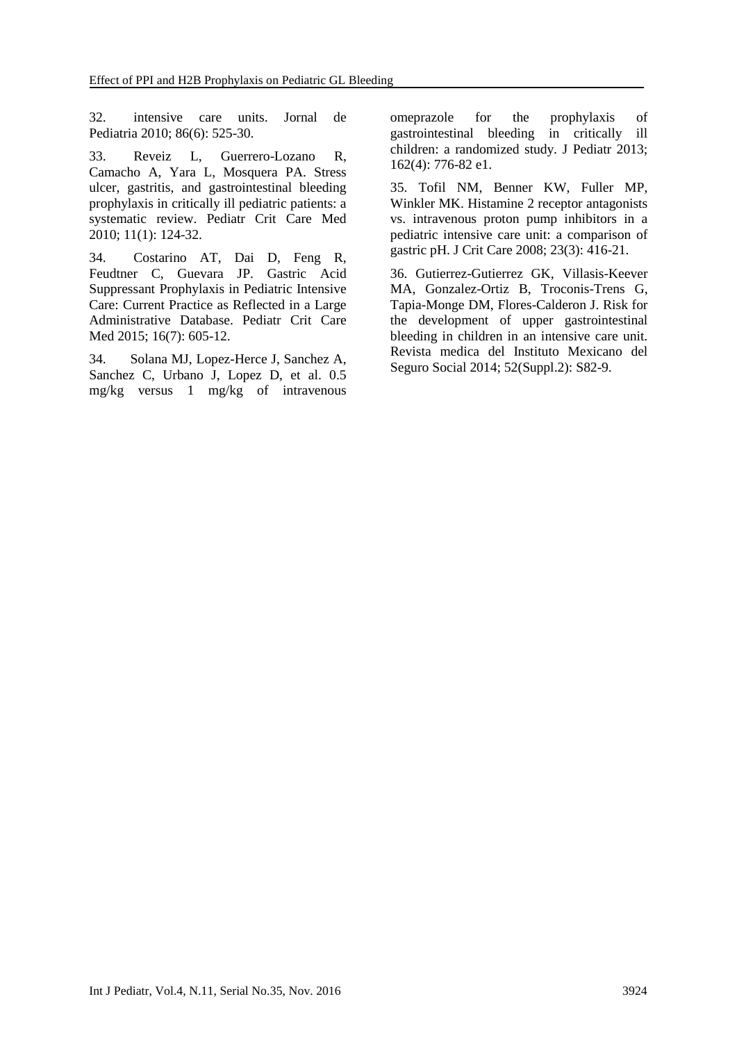32. intensive care units. Jornal de Pediatria 2010; 86(6): 525-30.

33. Reveiz L, Guerrero-Lozano R, Camacho A, Yara L, Mosquera PA. Stress ulcer, gastritis, and gastrointestinal bleeding prophylaxis in critically ill pediatric patients: a systematic review. Pediatr Crit Care Med 2010; 11(1): 124-32.

34. Costarino AT, Dai D, Feng R, Feudtner C, Guevara JP. Gastric Acid Suppressant Prophylaxis in Pediatric Intensive Care: Current Practice as Reflected in a Large Administrative Database. Pediatr Crit Care Med 2015; 16(7): 605-12.

34. Solana MJ, Lopez-Herce J, Sanchez A, Sanchez C, Urbano J, Lopez D, et al. 0.5 mg/kg versus 1 mg/kg of intravenous omeprazole for the prophylaxis of gastrointestinal bleeding in critically ill children: a randomized study. J Pediatr 2013; 162(4): 776-82 e1.

35. Tofil NM, Benner KW, Fuller MP, Winkler MK. Histamine 2 receptor antagonists vs. intravenous proton pump inhibitors in a pediatric intensive care unit: a comparison of gastric pH. J Crit Care 2008; 23(3): 416-21.

36. Gutierrez-Gutierrez GK, Villasis-Keever MA, Gonzalez-Ortiz B, Troconis-Trens G, Tapia-Monge DM, Flores-Calderon J. Risk for the development of upper gastrointestinal bleeding in children in an intensive care unit. Revista medica del Instituto Mexicano del Seguro Social 2014; 52(Suppl.2): S82-9.